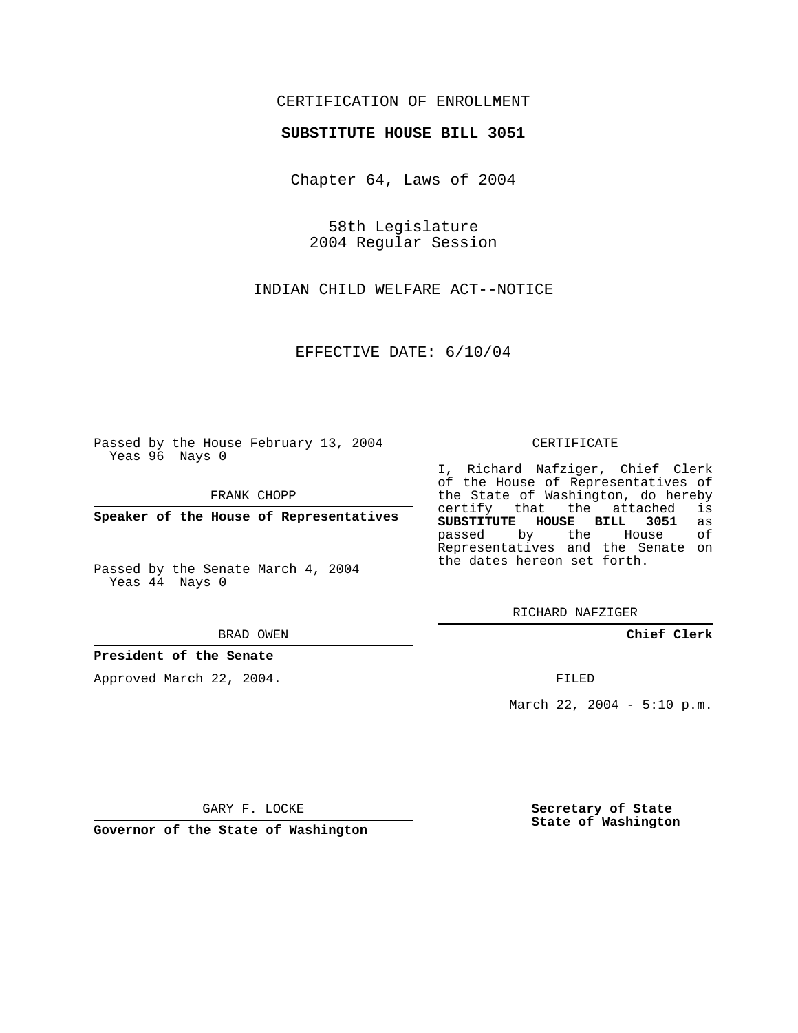CERTIFICATION OF ENROLLMENT

**SUBSTITUTE HOUSE BILL 3051**

Chapter 64, Laws of 2004

58th Legislature
2004 Regular Session

INDIAN CHILD WELFARE ACT--NOTICE

EFFECTIVE DATE: 6/10/04

Passed by the House February 13, 2004
Yeas 96 Nays 0

FRANK CHOPP

**Speaker of the House of Representatives**

Passed by the Senate March 4, 2004
Yeas 44 Nays 0

BRAD OWEN

**President of the Senate**

Approved March 22, 2004.

GARY F. LOCKE

**Governor of the State of Washington**

CERTIFICATE

I, Richard Nafziger, Chief Clerk of the House of Representatives of the State of Washington, do hereby certify that the attached is **SUBSTITUTE HOUSE BILL 3051** as passed by the House of Representatives and the Senate on the dates hereon set forth.

RICHARD NAFZIGER

**Chief Clerk**

FILED

March 22, 2004 - 5:10 p.m.

**Secretary of State**
**State of Washington**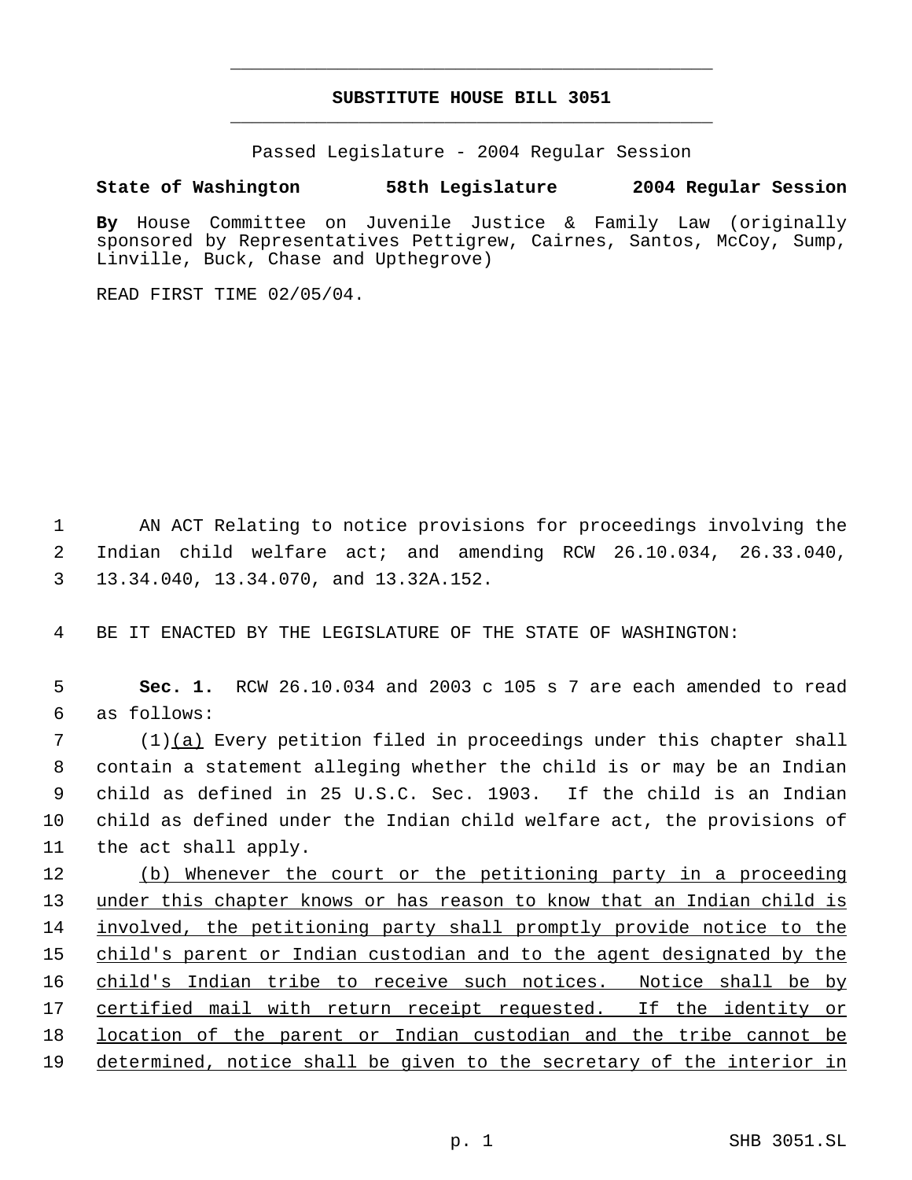# SUBSTITUTE HOUSE BILL 3051

Passed Legislature - 2004 Regular Session

**State of Washington 58th Legislature 2004 Regular Session**

**By** House Committee on Juvenile Justice & Family Law (originally sponsored by Representatives Pettigrew, Cairnes, Santos, McCoy, Sump, Linville, Buck, Chase and Upthegrove)

READ FIRST TIME 02/05/04.

AN ACT Relating to notice provisions for proceedings involving the Indian child welfare act; and amending RCW 26.10.034, 26.33.040, 13.34.040, 13.34.070, and 13.32A.152.

BE IT ENACTED BY THE LEGISLATURE OF THE STATE OF WASHINGTON:

**Sec. 1.** RCW 26.10.034 and 2003 c 105 s 7 are each amended to read as follows:

(1)<u>(a)</u> Every petition filed in proceedings under this chapter shall contain a statement alleging whether the child is or may be an Indian child as defined in 25 U.S.C. Sec. 1903. If the child is an Indian child as defined under the Indian child welfare act, the provisions of the act shall apply.

<u>(b) Whenever the court or the petitioning party in a proceeding under this chapter knows or has reason to know that an Indian child is involved, the petitioning party shall promptly provide notice to the child's parent or Indian custodian and to the agent designated by the child's Indian tribe to receive such notices. Notice shall be by certified mail with return receipt requested. If the identity or location of the parent or Indian custodian and the tribe cannot be determined, notice shall be given to the secretary of the interior in</u>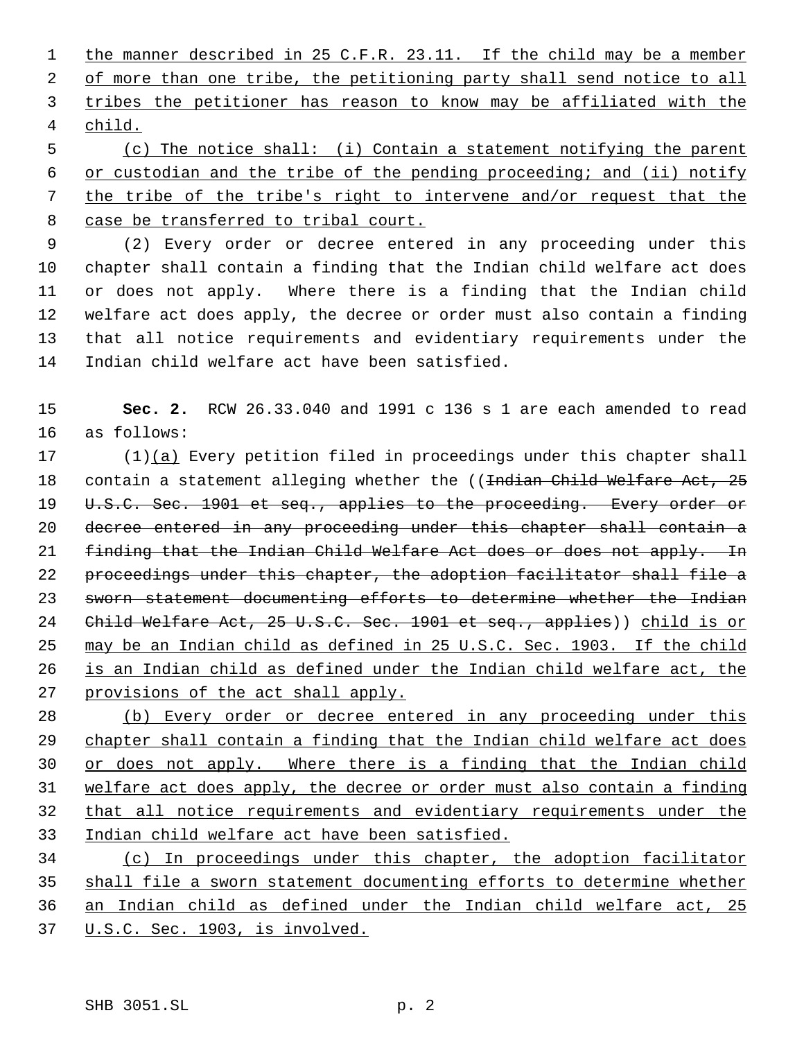the manner described in 25 C.F.R. 23.11. If the child may be a member of more than one tribe, the petitioning party shall send notice to all tribes the petitioner has reason to know may be affiliated with the child.

(c) The notice shall: (i) Contain a statement notifying the parent or custodian and the tribe of the pending proceeding; and (ii) notify the tribe of the tribe's right to intervene and/or request that the case be transferred to tribal court.

(2) Every order or decree entered in any proceeding under this chapter shall contain a finding that the Indian child welfare act does or does not apply. Where there is a finding that the Indian child welfare act does apply, the decree or order must also contain a finding that all notice requirements and evidentiary requirements under the Indian child welfare act have been satisfied.

**Sec. 2.** RCW 26.33.040 and 1991 c 136 s 1 are each amended to read as follows:

(1)(a) Every petition filed in proceedings under this chapter shall contain a statement alleging whether the ((~~Indian Child Welfare Act, 25 U.S.C. Sec. 1901 et seq., applies to the proceeding. Every order or decree entered in any proceeding under this chapter shall contain a finding that the Indian Child Welfare Act does or does not apply. In proceedings under this chapter, the adoption facilitator shall file a sworn statement documenting efforts to determine whether the Indian Child Welfare Act, 25 U.S.C. Sec. 1901 et seq., applies~~)) child is or may be an Indian child as defined in 25 U.S.C. Sec. 1903. If the child is an Indian child as defined under the Indian child welfare act, the provisions of the act shall apply.

(b) Every order or decree entered in any proceeding under this chapter shall contain a finding that the Indian child welfare act does or does not apply. Where there is a finding that the Indian child welfare act does apply, the decree or order must also contain a finding that all notice requirements and evidentiary requirements under the Indian child welfare act have been satisfied.

(c) In proceedings under this chapter, the adoption facilitator shall file a sworn statement documenting efforts to determine whether an Indian child as defined under the Indian child welfare act, 25 U.S.C. Sec. 1903, is involved.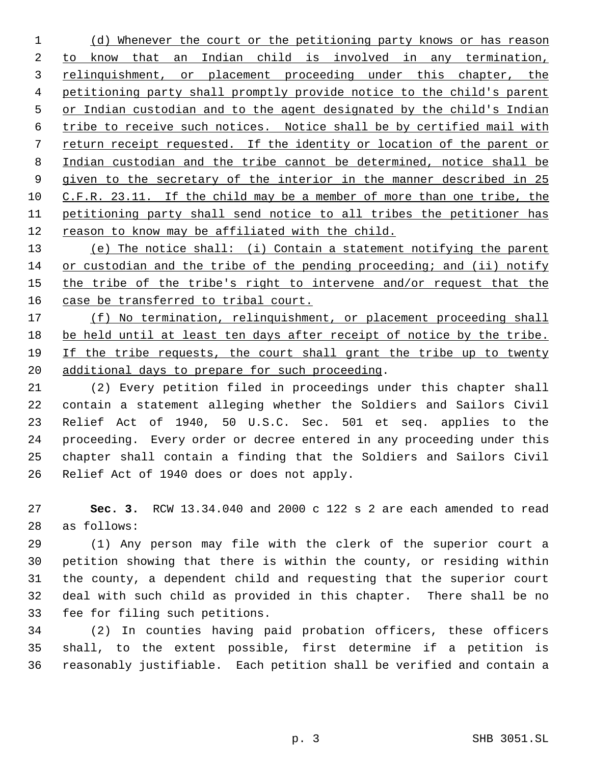(d) Whenever the court or the petitioning party knows or has reason to know that an Indian child is involved in any termination, relinquishment, or placement proceeding under this chapter, the petitioning party shall promptly provide notice to the child's parent or Indian custodian and to the agent designated by the child's Indian tribe to receive such notices. Notice shall be by certified mail with return receipt requested. If the identity or location of the parent or Indian custodian and the tribe cannot be determined, notice shall be given to the secretary of the interior in the manner described in 25 C.F.R. 23.11. If the child may be a member of more than one tribe, the petitioning party shall send notice to all tribes the petitioner has reason to know may be affiliated with the child.

(e) The notice shall: (i) Contain a statement notifying the parent or custodian and the tribe of the pending proceeding; and (ii) notify the tribe of the tribe's right to intervene and/or request that the case be transferred to tribal court.

(f) No termination, relinquishment, or placement proceeding shall be held until at least ten days after receipt of notice by the tribe. If the tribe requests, the court shall grant the tribe up to twenty additional days to prepare for such proceeding.

(2) Every petition filed in proceedings under this chapter shall contain a statement alleging whether the Soldiers and Sailors Civil Relief Act of 1940, 50 U.S.C. Sec. 501 et seq. applies to the proceeding. Every order or decree entered in any proceeding under this chapter shall contain a finding that the Soldiers and Sailors Civil Relief Act of 1940 does or does not apply.

**Sec. 3.** RCW 13.34.040 and 2000 c 122 s 2 are each amended to read as follows:

(1) Any person may file with the clerk of the superior court a petition showing that there is within the county, or residing within the county, a dependent child and requesting that the superior court deal with such child as provided in this chapter. There shall be no fee for filing such petitions.

(2) In counties having paid probation officers, these officers shall, to the extent possible, first determine if a petition is reasonably justifiable. Each petition shall be verified and contain a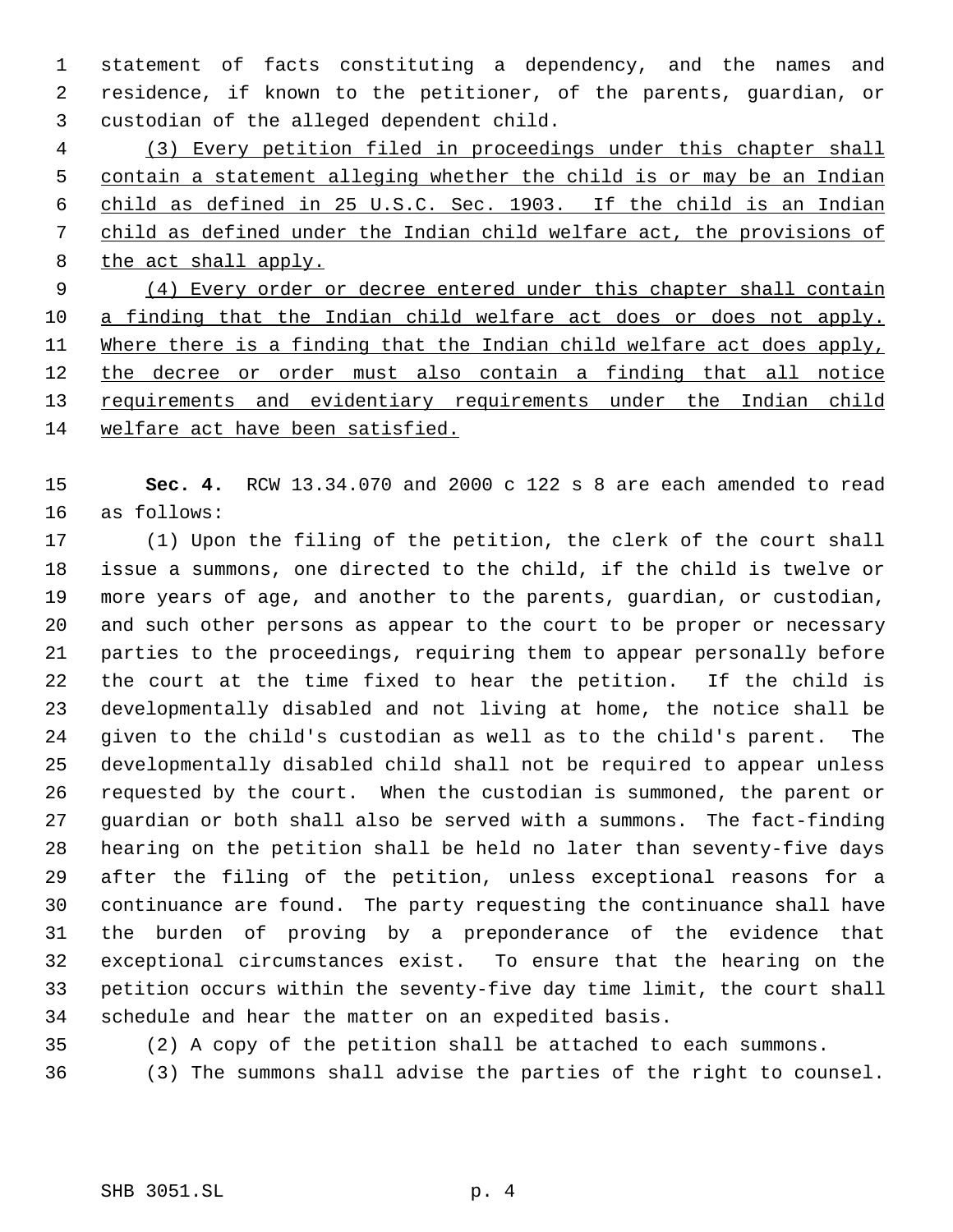statement of facts constituting a dependency, and the names and residence, if known to the petitioner, of the parents, guardian, or custodian of the alleged dependent child.

(3) Every petition filed in proceedings under this chapter shall contain a statement alleging whether the child is or may be an Indian child as defined in 25 U.S.C. Sec. 1903. If the child is an Indian child as defined under the Indian child welfare act, the provisions of the act shall apply.

(4) Every order or decree entered under this chapter shall contain a finding that the Indian child welfare act does or does not apply. Where there is a finding that the Indian child welfare act does apply, the decree or order must also contain a finding that all notice requirements and evidentiary requirements under the Indian child welfare act have been satisfied.

**Sec. 4.** RCW 13.34.070 and 2000 c 122 s 8 are each amended to read as follows:

(1) Upon the filing of the petition, the clerk of the court shall issue a summons, one directed to the child, if the child is twelve or more years of age, and another to the parents, guardian, or custodian, and such other persons as appear to the court to be proper or necessary parties to the proceedings, requiring them to appear personally before the court at the time fixed to hear the petition. If the child is developmentally disabled and not living at home, the notice shall be given to the child's custodian as well as to the child's parent. The developmentally disabled child shall not be required to appear unless requested by the court. When the custodian is summoned, the parent or guardian or both shall also be served with a summons. The fact-finding hearing on the petition shall be held no later than seventy-five days after the filing of the petition, unless exceptional reasons for a continuance are found. The party requesting the continuance shall have the burden of proving by a preponderance of the evidence that exceptional circumstances exist. To ensure that the hearing on the petition occurs within the seventy-five day time limit, the court shall schedule and hear the matter on an expedited basis.

(2) A copy of the petition shall be attached to each summons.

(3) The summons shall advise the parties of the right to counsel.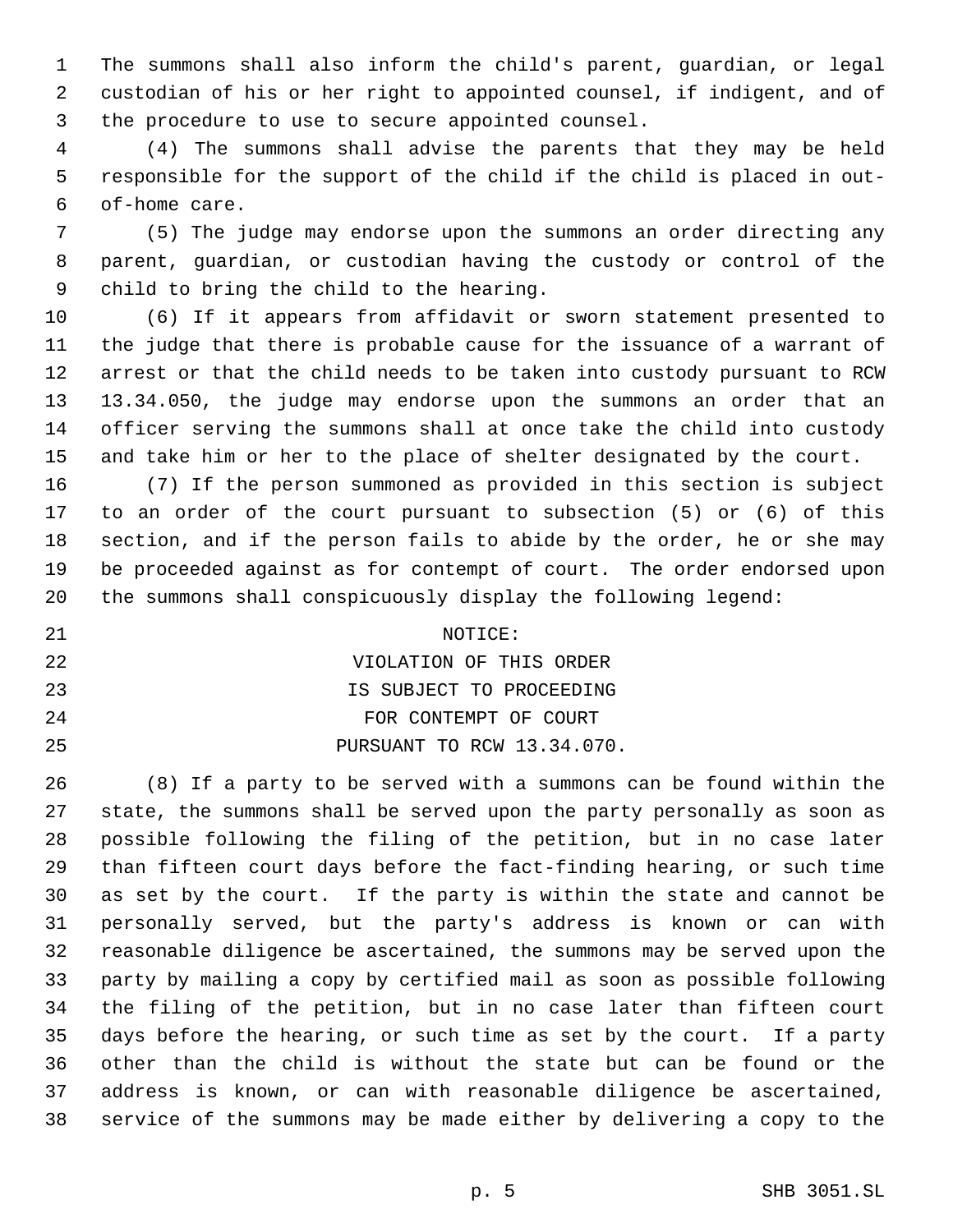The summons shall also inform the child's parent, guardian, or legal custodian of his or her right to appointed counsel, if indigent, and of the procedure to use to secure appointed counsel.

(4) The summons shall advise the parents that they may be held responsible for the support of the child if the child is placed in out-of-home care.

(5) The judge may endorse upon the summons an order directing any parent, guardian, or custodian having the custody or control of the child to bring the child to the hearing.

(6) If it appears from affidavit or sworn statement presented to the judge that there is probable cause for the issuance of a warrant of arrest or that the child needs to be taken into custody pursuant to RCW 13.34.050, the judge may endorse upon the summons an order that an officer serving the summons shall at once take the child into custody and take him or her to the place of shelter designated by the court.

(7) If the person summoned as provided in this section is subject to an order of the court pursuant to subsection (5) or (6) of this section, and if the person fails to abide by the order, he or she may be proceeded against as for contempt of court. The order endorsed upon the summons shall conspicuously display the following legend:

NOTICE:
VIOLATION OF THIS ORDER
IS SUBJECT TO PROCEEDING
FOR CONTEMPT OF COURT
PURSUANT TO RCW 13.34.070.

(8) If a party to be served with a summons can be found within the state, the summons shall be served upon the party personally as soon as possible following the filing of the petition, but in no case later than fifteen court days before the fact-finding hearing, or such time as set by the court. If the party is within the state and cannot be personally served, but the party's address is known or can with reasonable diligence be ascertained, the summons may be served upon the party by mailing a copy by certified mail as soon as possible following the filing of the petition, but in no case later than fifteen court days before the hearing, or such time as set by the court. If a party other than the child is without the state but can be found or the address is known, or can with reasonable diligence be ascertained, service of the summons may be made either by delivering a copy to the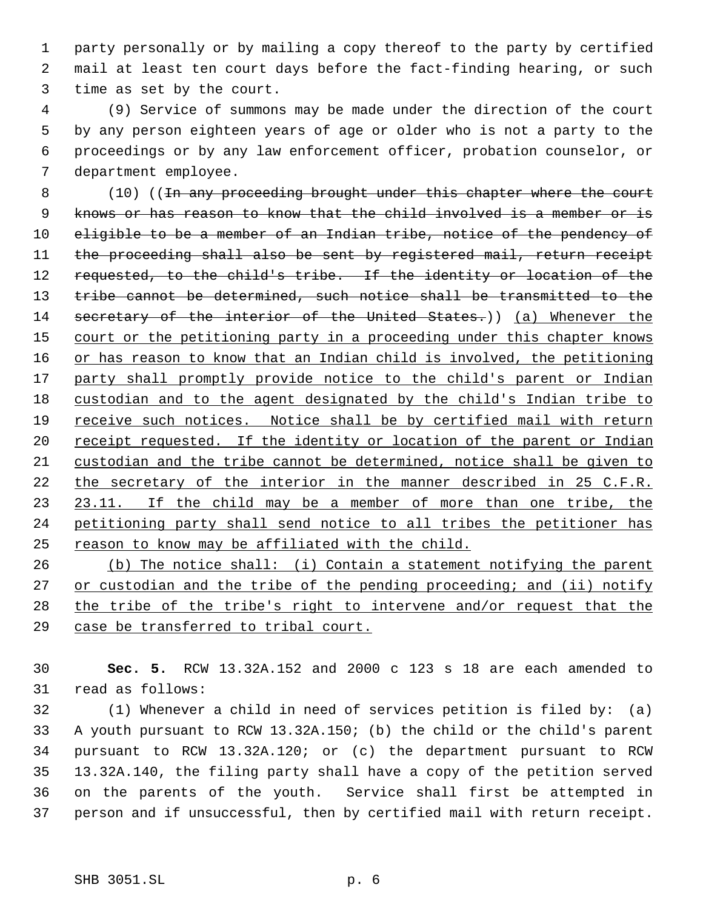party personally or by mailing a copy thereof to the party by certified mail at least ten court days before the fact-finding hearing, or such time as set by the court.

(9) Service of summons may be made under the direction of the court by any person eighteen years of age or older who is not a party to the proceedings or by any law enforcement officer, probation counselor, or department employee.

(10) ((~~In any proceeding brought under this chapter where the court knows or has reason to know that the child involved is a member or is eligible to be a member of an Indian tribe, notice of the pendency of the proceeding shall also be sent by registered mail, return receipt requested, to the child's tribe. If the identity or location of the tribe cannot be determined, such notice shall be transmitted to the secretary of the interior of the United States.~~)) <u>(a) Whenever the court or the petitioning party in a proceeding under this chapter knows or has reason to know that an Indian child is involved, the petitioning party shall promptly provide notice to the child's parent or Indian custodian and to the agent designated by the child's Indian tribe to receive such notices. Notice shall be by certified mail with return receipt requested. If the identity or location of the parent or Indian custodian and the tribe cannot be determined, notice shall be given to the secretary of the interior in the manner described in 25 C.F.R. 23.11. If the child may be a member of more than one tribe, the petitioning party shall send notice to all tribes the petitioner has reason to know may be affiliated with the child.</u>

<u>(b) The notice shall: (i) Contain a statement notifying the parent or custodian and the tribe of the pending proceeding; and (ii) notify the tribe of the tribe's right to intervene and/or request that the case be transferred to tribal court.</u>

**Sec. 5.** RCW 13.32A.152 and 2000 c 123 s 18 are each amended to read as follows:

(1) Whenever a child in need of services petition is filed by: (a) A youth pursuant to RCW 13.32A.150; (b) the child or the child's parent pursuant to RCW 13.32A.120; or (c) the department pursuant to RCW 13.32A.140, the filing party shall have a copy of the petition served on the parents of the youth. Service shall first be attempted in person and if unsuccessful, then by certified mail with return receipt.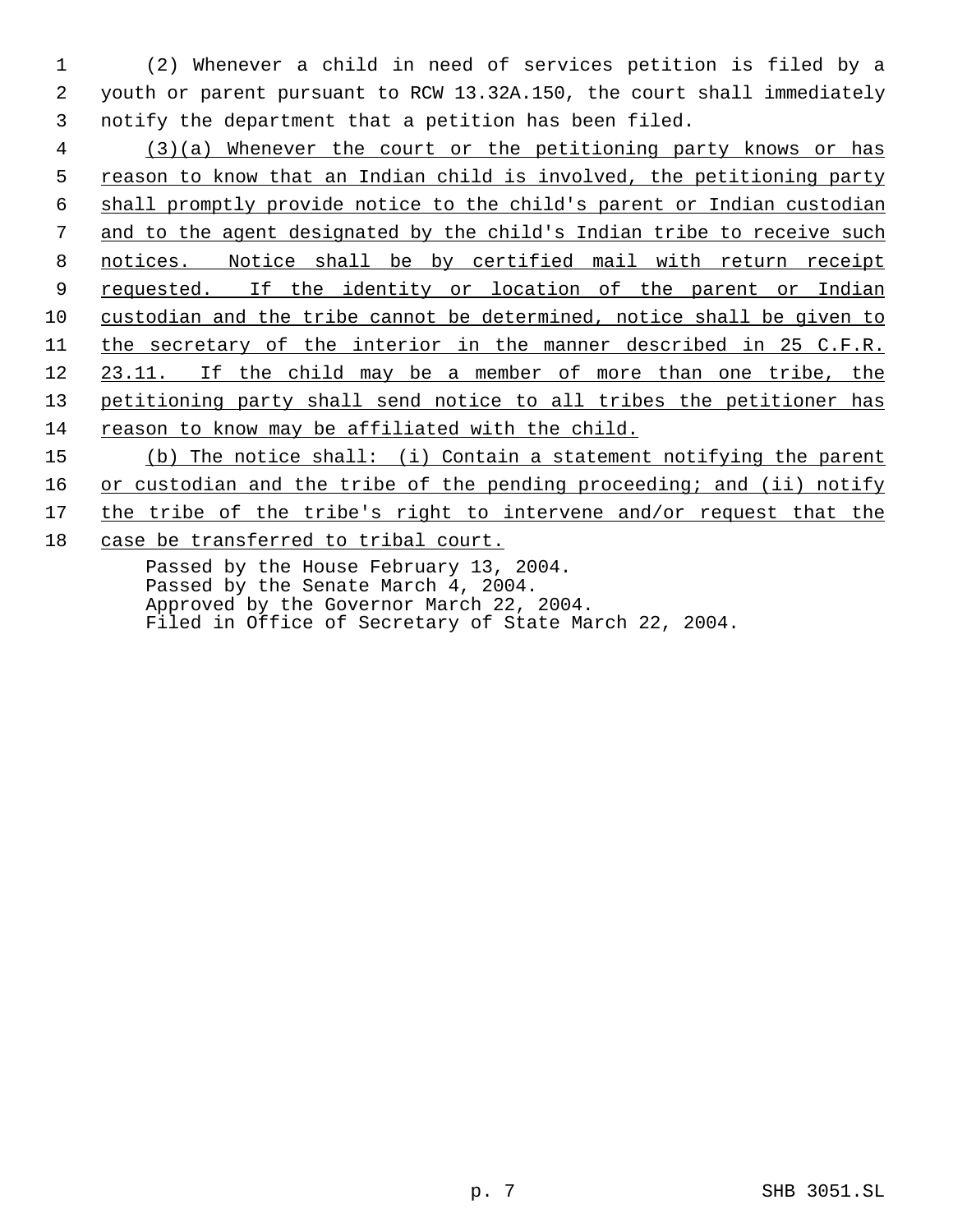(2) Whenever a child in need of services petition is filed by a youth or parent pursuant to RCW 13.32A.150, the court shall immediately notify the department that a petition has been filed.

(3)(a) Whenever the court or the petitioning party knows or has reason to know that an Indian child is involved, the petitioning party shall promptly provide notice to the child's parent or Indian custodian and to the agent designated by the child's Indian tribe to receive such notices. Notice shall be by certified mail with return receipt requested. If the identity or location of the parent or Indian custodian and the tribe cannot be determined, notice shall be given to the secretary of the interior in the manner described in 25 C.F.R. 23.11. If the child may be a member of more than one tribe, the petitioning party shall send notice to all tribes the petitioner has reason to know may be affiliated with the child.

(b) The notice shall: (i) Contain a statement notifying the parent or custodian and the tribe of the pending proceeding; and (ii) notify the tribe of the tribe's right to intervene and/or request that the case be transferred to tribal court.

Passed by the House February 13, 2004.
Passed by the Senate March 4, 2004.
Approved by the Governor March 22, 2004.
Filed in Office of Secretary of State March 22, 2004.